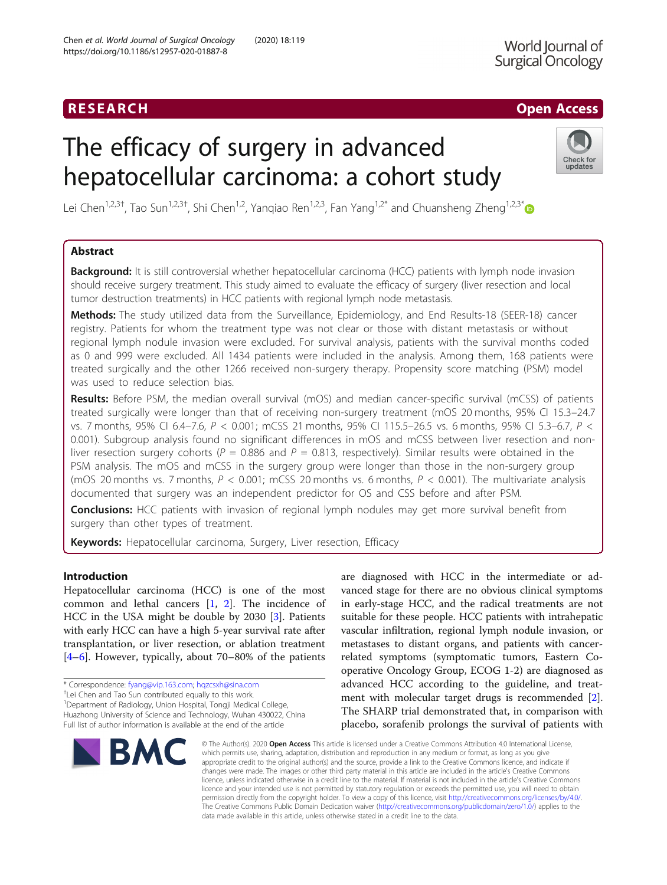RESEARCH

Open Access

# The efficacy of surgery in advanced hepatocellular carcinoma: a cohort study

Lei Chen[1,2,3†], Tao Sun[1,2,3†], Shi Chen[1,2], Yanqiao Ren[1,2,3], Fan Yang[1,2*] and Chuansheng Zheng[1,2,3*]

## Abstract

**Background:** It is still controversial whether hepatocellular carcinoma (HCC) patients with lymph node invasion should receive surgery treatment. This study aimed to evaluate the efficacy of surgery (liver resection and local tumor destruction treatments) in HCC patients with regional lymph node metastasis.

**Methods:** The study utilized data from the Surveillance, Epidemiology, and End Results-18 (SEER-18) cancer registry. Patients for whom the treatment type was not clear or those with distant metastasis or without regional lymph nodule invasion were excluded. For survival analysis, patients with the survival months coded as 0 and 999 were excluded. All 1434 patients were included in the analysis. Among them, 168 patients were treated surgically and the other 1266 received non-surgery therapy. Propensity score matching (PSM) model was used to reduce selection bias.

**Results:** Before PSM, the median overall survival (mOS) and median cancer-specific survival (mCSS) of patients treated surgically were longer than that of receiving non-surgery treatment (mOS 20 months, 95% CI 15.3–24.7 vs. 7 months, 95% CI 6.4–7.6, $P < 0.001$; mCSS 21 months, 95% CI 115.5–26.5 vs. 6 months, 95% CI 5.3–6.7, $P < 0.001$). Subgroup analysis found no significant differences in mOS and mCSS between liver resection and non-liver resection surgery cohorts ($P = 0.886$ and $P = 0.813$, respectively). Similar results were obtained in the PSM analysis. The mOS and mCSS in the surgery group were longer than those in the non-surgery group (mOS 20 months vs. 7 months, $P < 0.001$; mCSS 20 months vs. 6 months, $P < 0.001$). The multivariate analysis documented that surgery was an independent predictor for OS and CSS before and after PSM.

**Conclusions:** HCC patients with invasion of regional lymph nodules may get more survival benefit from surgery than other types of treatment.

**Keywords:** Hepatocellular carcinoma, Surgery, Liver resection, Efficacy

## Introduction

Hepatocellular carcinoma (HCC) is one of the most common and lethal cancers [1, 2]. The incidence of HCC in the USA might be double by 2030 [3]. Patients with early HCC can have a high 5-year survival rate after transplantation, or liver resection, or ablation treatment [4–6]. However, typically, about 70–80% of the patients are diagnosed with HCC in the intermediate or advanced stage for there are no obvious clinical symptoms in early-stage HCC, and the radical treatments are not suitable for these people. HCC patients with intrahepatic vascular infiltration, regional lymph nodule invasion, or metastases to distant organs, and patients with cancer-related symptoms (symptomatic tumors, Eastern Cooperative Oncology Group, ECOG 1-2) are diagnosed as advanced HCC according to the guideline, and treatment with molecular target drugs is recommended [2]. The SHARP trial demonstrated that, in comparison with placebo, sorafenib prolongs the survival of patients with

* Correspondence: fyang@vip.163.com; hqzcsxh@sina.com
†Lei Chen and Tao Sun contributed equally to this work.
[1]Department of Radiology, Union Hospital, Tongji Medical College, Huazhong University of Science and Technology, Wuhan 430022, China
Full list of author information is available at the end of the article

© The Author(s). 2020 **Open Access** This article is licensed under a Creative Commons Attribution 4.0 International License, which permits use, sharing, adaptation, distribution and reproduction in any medium or format, as long as you give appropriate credit to the original author(s) and the source, provide a link to the Creative Commons licence, and indicate if changes were made. The images or other third party material in this article are included in the article's Creative Commons licence, unless indicated otherwise in a credit line to the material. If material is not included in the article's Creative Commons licence and your intended use is not permitted by statutory regulation or exceeds the permitted use, you will need to obtain permission directly from the copyright holder. To view a copy of this licence, visit http://creativecommons.org/licenses/by/4.0/. The Creative Commons Public Domain Dedication waiver (http://creativecommons.org/publicdomain/zero/1.0/) applies to the data made available in this article, unless otherwise stated in a credit line to the data.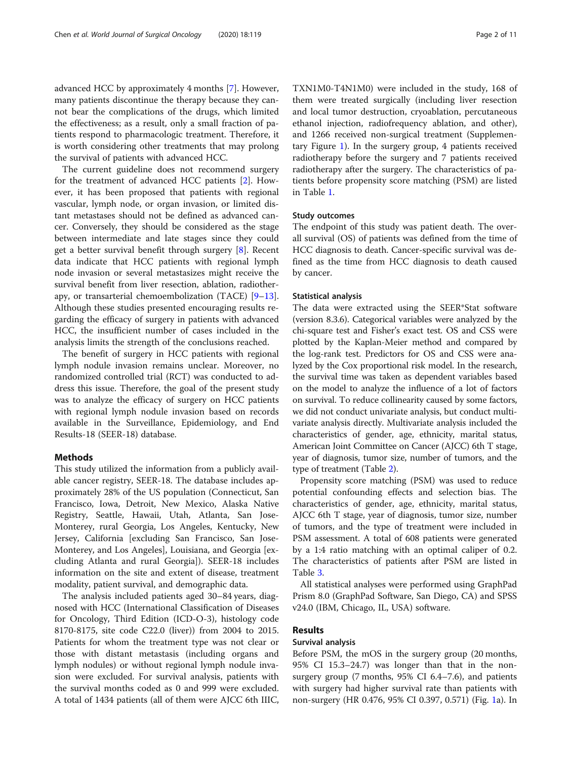advanced HCC by approximately 4 months [7]. However, many patients discontinue the therapy because they cannot bear the complications of the drugs, which limited the effectiveness; as a result, only a small fraction of patients respond to pharmacologic treatment. Therefore, it is worth considering other treatments that may prolong the survival of patients with advanced HCC.

The current guideline does not recommend surgery for the treatment of advanced HCC patients [2]. However, it has been proposed that patients with regional vascular, lymph node, or organ invasion, or limited distant metastases should not be defined as advanced cancer. Conversely, they should be considered as the stage between intermediate and late stages since they could get a better survival benefit through surgery [8]. Recent data indicate that HCC patients with regional lymph node invasion or several metastasizes might receive the survival benefit from liver resection, ablation, radiotherapy, or transarterial chemoembolization (TACE) [9–13]. Although these studies presented encouraging results regarding the efficacy of surgery in patients with advanced HCC, the insufficient number of cases included in the analysis limits the strength of the conclusions reached.

The benefit of surgery in HCC patients with regional lymph nodule invasion remains unclear. Moreover, no randomized controlled trial (RCT) was conducted to address this issue. Therefore, the goal of the present study was to analyze the efficacy of surgery on HCC patients with regional lymph nodule invasion based on records available in the Surveillance, Epidemiology, and End Results-18 (SEER-18) database.

## Methods

This study utilized the information from a publicly available cancer registry, SEER-18. The database includes approximately 28% of the US population (Connecticut, San Francisco, Iowa, Detroit, New Mexico, Alaska Native Registry, Seattle, Hawaii, Utah, Atlanta, San Jose-Monterey, rural Georgia, Los Angeles, Kentucky, New Jersey, California [excluding San Francisco, San Jose-Monterey, and Los Angeles], Louisiana, and Georgia [excluding Atlanta and rural Georgia]). SEER-18 includes information on the site and extent of disease, treatment modality, patient survival, and demographic data.

The analysis included patients aged 30–84 years, diagnosed with HCC (International Classification of Diseases for Oncology, Third Edition (ICD-O-3), histology code 8170-8175, site code C22.0 (liver)) from 2004 to 2015. Patients for whom the treatment type was not clear or those with distant metastasis (including organs and lymph nodules) or without regional lymph nodule invasion were excluded. For survival analysis, patients with the survival months coded as 0 and 999 were excluded. A total of 1434 patients (all of them were AJCC 6th IIIC, TXN1M0-T4N1M0) were included in the study, 168 of them were treated surgically (including liver resection and local tumor destruction, cryoablation, percutaneous ethanol injection, radiofrequency ablation, and other), and 1266 received non-surgical treatment (Supplementary Figure 1). In the surgery group, 4 patients received radiotherapy before the surgery and 7 patients received radiotherapy after the surgery. The characteristics of patients before propensity score matching (PSM) are listed in Table 1.

### Study outcomes

The endpoint of this study was patient death. The overall survival (OS) of patients was defined from the time of HCC diagnosis to death. Cancer-specific survival was defined as the time from HCC diagnosis to death caused by cancer.

### Statistical analysis

The data were extracted using the SEER*Stat software (version 8.3.6). Categorical variables were analyzed by the chi-square test and Fisher's exact test. OS and CSS were plotted by the Kaplan-Meier method and compared by the log-rank test. Predictors for OS and CSS were analyzed by the Cox proportional risk model. In the research, the survival time was taken as dependent variables based on the model to analyze the influence of a lot of factors on survival. To reduce collinearity caused by some factors, we did not conduct univariate analysis, but conduct multivariate analysis directly. Multivariate analysis included the characteristics of gender, age, ethnicity, marital status, American Joint Committee on Cancer (AJCC) 6th T stage, year of diagnosis, tumor size, number of tumors, and the type of treatment (Table 2).

Propensity score matching (PSM) was used to reduce potential confounding effects and selection bias. The characteristics of gender, age, ethnicity, marital status, AJCC 6th T stage, year of diagnosis, tumor size, number of tumors, and the type of treatment were included in PSM assessment. A total of 608 patients were generated by a 1:4 ratio matching with an optimal caliper of 0.2. The characteristics of patients after PSM are listed in Table 3.

All statistical analyses were performed using GraphPad Prism 8.0 (GraphPad Software, San Diego, CA) and SPSS v24.0 (IBM, Chicago, IL, USA) software.

## Results

### Survival analysis

Before PSM, the mOS in the surgery group (20 months, 95% CI 15.3–24.7) was longer than that in the non-surgery group (7 months, 95% CI 6.4–7.6), and patients with surgery had higher survival rate than patients with non-surgery (HR 0.476, 95% CI 0.397, 0.571) (Fig. 1a). In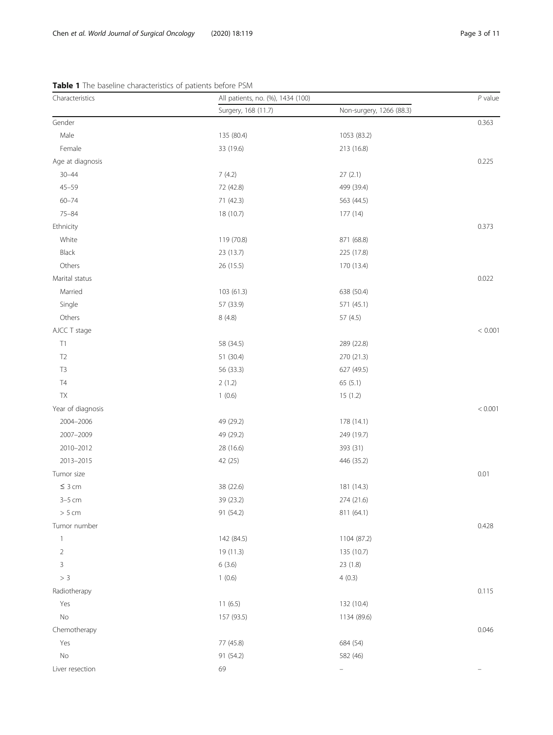**Table 1** The baseline characteristics of patients before PSM

| Characteristics | All patients, no. (%), 1434 (100) | | $P$ value |
|---|---|---|---|
| | Surgery, 168 (11.7) | Non-surgery, 1266 (88.3) | |
| Gender | | | 0.363 |
| Male | 135 (80.4) | 1053 (83.2) | |
| Female | 33 (19.6) | 213 (16.8) | |
| Age at diagnosis | | | 0.225 |
| 30–44 | 7 (4.2) | 27 (2.1) | |
| 45–59 | 72 (42.8) | 499 (39.4) | |
| 60–74 | 71 (42.3) | 563 (44.5) | |
| 75–84 | 18 (10.7) | 177 (14) | |
| Ethnicity | | | 0.373 |
| White | 119 (70.8) | 871 (68.8) | |
| Black | 23 (13.7) | 225 (17.8) | |
| Others | 26 (15.5) | 170 (13.4) | |
| Marital status | | | 0.022 |
| Married | 103 (61.3) | 638 (50.4) | |
| Single | 57 (33.9) | 571 (45.1) | |
| Others | 8 (4.8) | 57 (4.5) | |
| AJCC T stage | | | < 0.001 |
| T1 | 58 (34.5) | 289 (22.8) | |
| T2 | 51 (30.4) | 270 (21.3) | |
| T3 | 56 (33.3) | 627 (49.5) | |
| T4 | 2 (1.2) | 65 (5.1) | |
| TX | 1 (0.6) | 15 (1.2) | |
| Year of diagnosis | | | < 0.001 |
| 2004–2006 | 49 (29.2) | 178 (14.1) | |
| 2007–2009 | 49 (29.2) | 249 (19.7) | |
| 2010–2012 | 28 (16.6) | 393 (31) | |
| 2013–2015 | 42 (25) | 446 (35.2) | |
| Tumor size | | | 0.01 |
| ≤ 3 cm | 38 (22.6) | 181 (14.3) | |
| 3–5 cm | 39 (23.2) | 274 (21.6) | |
| > 5 cm | 91 (54.2) | 811 (64.1) | |
| Tumor number | | | 0.428 |
| 1 | 142 (84.5) | 1104 (87.2) | |
| 2 | 19 (11.3) | 135 (10.7) | |
| 3 | 6 (3.6) | 23 (1.8) | |
| > 3 | 1 (0.6) | 4 (0.3) | |
| Radiotherapy | | | 0.115 |
| Yes | 11 (6.5) | 132 (10.4) | |
| No | 157 (93.5) | 1134 (89.6) | |
| Chemotherapy | | | 0.046 |
| Yes | 77 (45.8) | 684 (54) | |
| No | 91 (54.2) | 582 (46) | |
| Liver resection | 69 | – | – |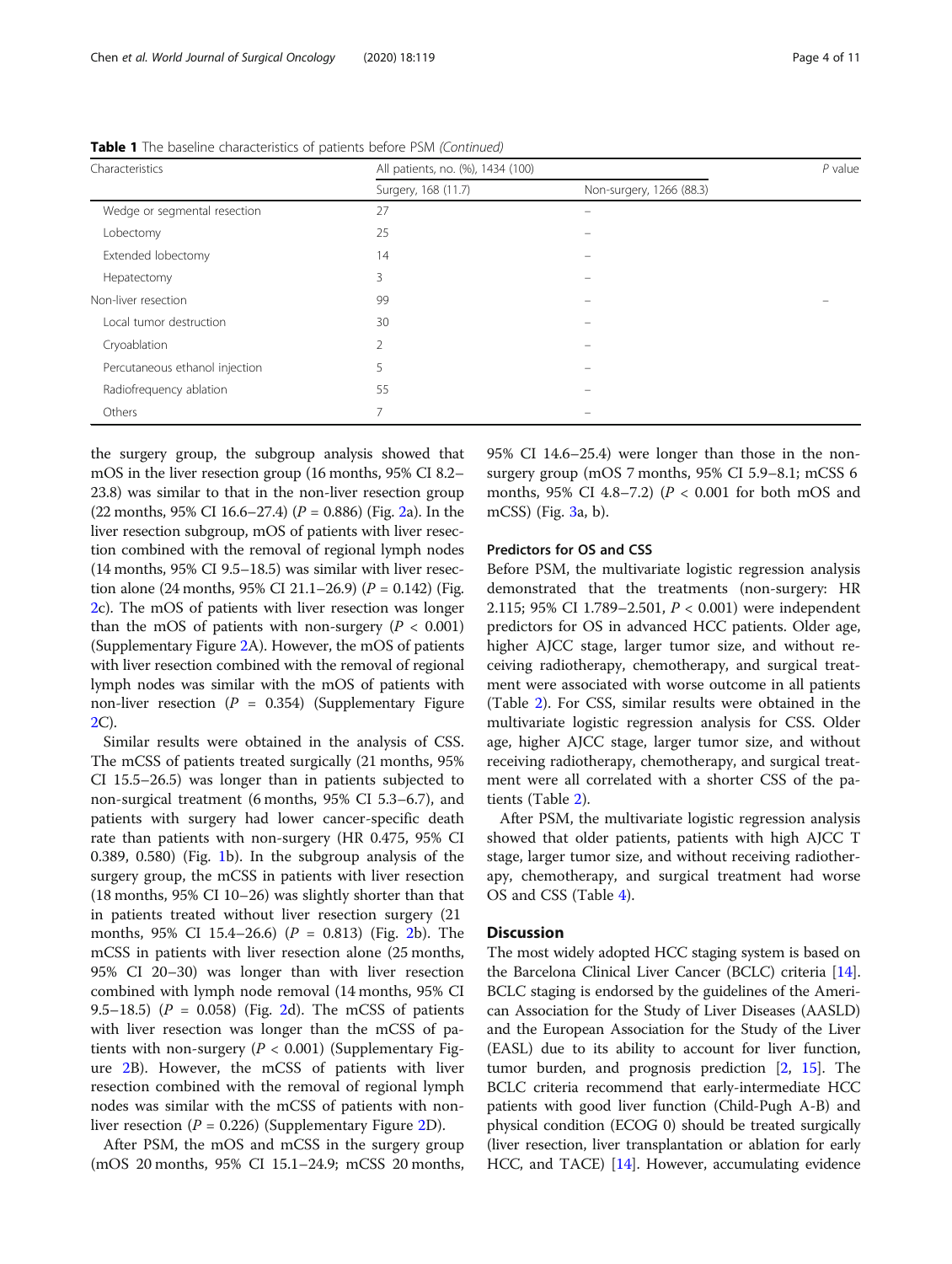**Table 1** The baseline characteristics of patients before PSM *(Continued)*

| Characteristics | All patients, no. (%), 1434 (100) | | *P* value |
|---|---|---|---|
| | Surgery, 168 (11.7) | Non-surgery, 1266 (88.3) | |
| Wedge or segmental resection | 27 | – | |
| Lobectomy | 25 | – | |
| Extended lobectomy | 14 | – | |
| Hepatectomy | 3 | – | |
| Non-liver resection | 99 | – | – |
| Local tumor destruction | 30 | – | |
| Cryoablation | 2 | – | |
| Percutaneous ethanol injection | 5 | – | |
| Radiofrequency ablation | 55 | – | |
| Others | 7 | – | |

the surgery group, the subgroup analysis showed that mOS in the liver resection group (16 months, 95% CI 8.2–23.8) was similar to that in the non-liver resection group (22 months, 95% CI 16.6–27.4) ($P$ = 0.886) (Fig. 2a). In the liver resection subgroup, mOS of patients with liver resection combined with the removal of regional lymph nodes (14 months, 95% CI 9.5–18.5) was similar with liver resection alone (24 months, 95% CI 21.1–26.9) ($P$ = 0.142) (Fig. 2c). The mOS of patients with liver resection was longer than the mOS of patients with non-surgery ($P$ < 0.001) (Supplementary Figure 2A). However, the mOS of patients with liver resection combined with the removal of regional lymph nodes was similar with the mOS of patients with non-liver resection ($P$ = 0.354) (Supplementary Figure 2C).

Similar results were obtained in the analysis of CSS. The mCSS of patients treated surgically (21 months, 95% CI 15.5–26.5) was longer than in patients subjected to non-surgical treatment (6 months, 95% CI 5.3–6.7), and patients with surgery had lower cancer-specific death rate than patients with non-surgery (HR 0.475, 95% CI 0.389, 0.580) (Fig. 1b). In the subgroup analysis of the surgery group, the mCSS in patients with liver resection (18 months, 95% CI 10–26) was slightly shorter than that in patients treated without liver resection surgery (21 months, 95% CI 15.4–26.6) ($P$ = 0.813) (Fig. 2b). The mCSS in patients with liver resection alone (25 months, 95% CI 20–30) was longer than with liver resection combined with lymph node removal (14 months, 95% CI 9.5–18.5) ($P$ = 0.058) (Fig. 2d). The mCSS of patients with liver resection was longer than the mCSS of patients with non-surgery ($P$ < 0.001) (Supplementary Figure 2B). However, the mCSS of patients with liver resection combined with the removal of regional lymph nodes was similar with the mCSS of patients with non-liver resection ($P$ = 0.226) (Supplementary Figure 2D).

After PSM, the mOS and mCSS in the surgery group (mOS 20 months, 95% CI 15.1–24.9; mCSS 20 months, 95% CI 14.6–25.4) were longer than those in the non-surgery group (mOS 7 months, 95% CI 5.9–8.1; mCSS 6 months, 95% CI 4.8–7.2) ($P$ < 0.001 for both mOS and mCSS) (Fig. 3a, b).

### Predictors for OS and CSS

Before PSM, the multivariate logistic regression analysis demonstrated that the treatments (non-surgery: HR 2.115; 95% CI 1.789–2.501, $P$ < 0.001) were independent predictors for OS in advanced HCC patients. Older age, higher AJCC stage, larger tumor size, and without receiving radiotherapy, chemotherapy, and surgical treatment were associated with worse outcome in all patients (Table 2). For CSS, similar results were obtained in the multivariate logistic regression analysis for CSS. Older age, higher AJCC stage, larger tumor size, and without receiving radiotherapy, chemotherapy, and surgical treatment were all correlated with a shorter CSS of the patients (Table 2).

After PSM, the multivariate logistic regression analysis showed that older patients, patients with high AJCC T stage, larger tumor size, and without receiving radiotherapy, chemotherapy, and surgical treatment had worse OS and CSS (Table 4).

## Discussion

The most widely adopted HCC staging system is based on the Barcelona Clinical Liver Cancer (BCLC) criteria [14]. BCLC staging is endorsed by the guidelines of the American Association for the Study of Liver Diseases (AASLD) and the European Association for the Study of the Liver (EASL) due to its ability to account for liver function, tumor burden, and prognosis prediction [2, 15]. The BCLC criteria recommend that early-intermediate HCC patients with good liver function (Child-Pugh A-B) and physical condition (ECOG 0) should be treated surgically (liver resection, liver transplantation or ablation for early HCC, and TACE) [14]. However, accumulating evidence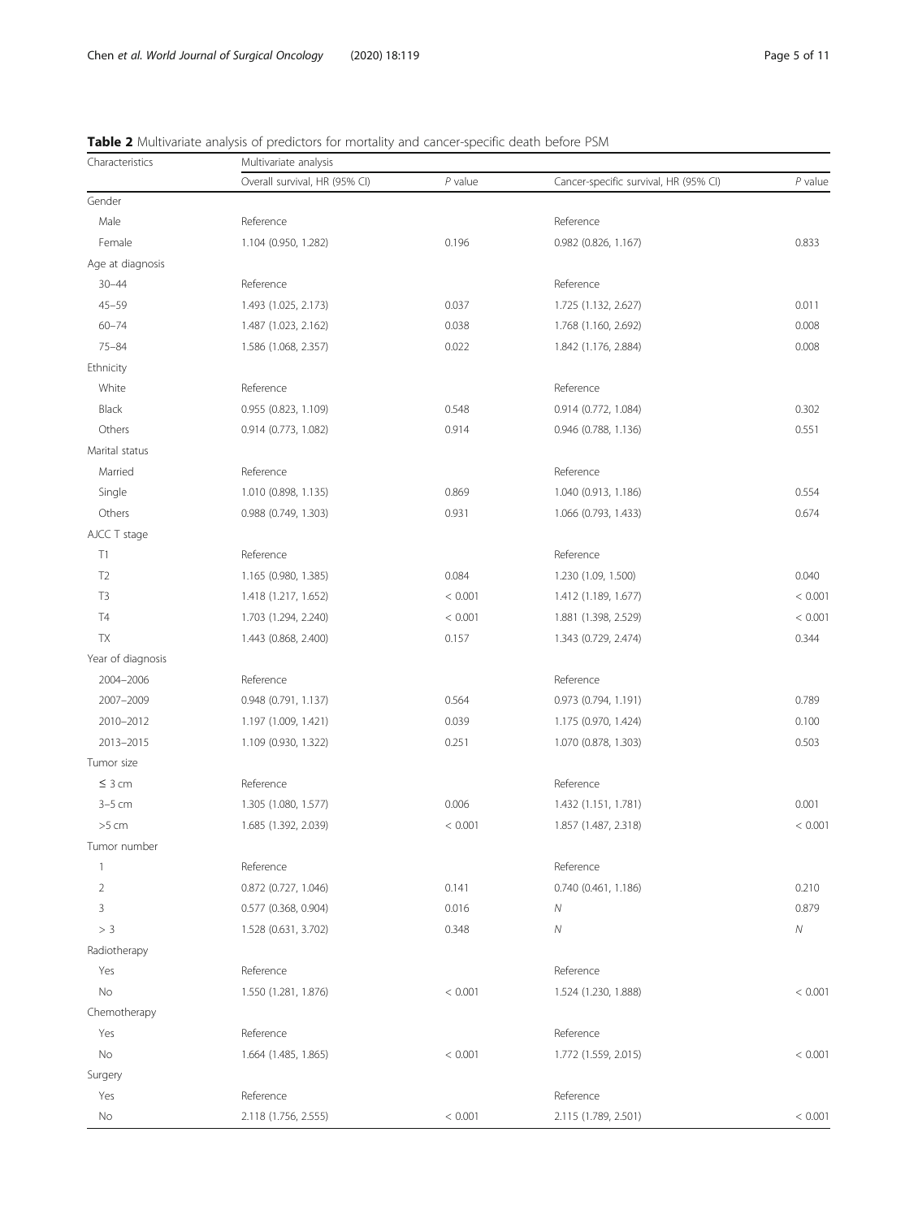**Table 2** Multivariate analysis of predictors for mortality and cancer-specific death before PSM

| Characteristics | Multivariate analysis | | | |
|---|---|---|---|---|
| | Overall survival, HR (95% CI) | *P* value | Cancer-specific survival, HR (95% CI) | *P* value |
| Gender | | | | |
| Male | Reference | | Reference | |
| Female | 1.104 (0.950, 1.282) | 0.196 | 0.982 (0.826, 1.167) | 0.833 |
| Age at diagnosis | | | | |
| 30–44 | Reference | | Reference | |
| 45–59 | 1.493 (1.025, 2.173) | 0.037 | 1.725 (1.132, 2.627) | 0.011 |
| 60–74 | 1.487 (1.023, 2.162) | 0.038 | 1.768 (1.160, 2.692) | 0.008 |
| 75–84 | 1.586 (1.068, 2.357) | 0.022 | 1.842 (1.176, 2.884) | 0.008 |
| Ethnicity | | | | |
| White | Reference | | Reference | |
| Black | 0.955 (0.823, 1.109) | 0.548 | 0.914 (0.772, 1.084) | 0.302 |
| Others | 0.914 (0.773, 1.082) | 0.914 | 0.946 (0.788, 1.136) | 0.551 |
| Marital status | | | | |
| Married | Reference | | Reference | |
| Single | 1.010 (0.898, 1.135) | 0.869 | 1.040 (0.913, 1.186) | 0.554 |
| Others | 0.988 (0.749, 1.303) | 0.931 | 1.066 (0.793, 1.433) | 0.674 |
| AJCC T stage | | | | |
| T1 | Reference | | Reference | |
| T2 | 1.165 (0.980, 1.385) | 0.084 | 1.230 (1.09, 1.500) | 0.040 |
| T3 | 1.418 (1.217, 1.652) | < 0.001 | 1.412 (1.189, 1.677) | < 0.001 |
| T4 | 1.703 (1.294, 2.240) | < 0.001 | 1.881 (1.398, 2.529) | < 0.001 |
| TX | 1.443 (0.868, 2.400) | 0.157 | 1.343 (0.729, 2.474) | 0.344 |
| Year of diagnosis | | | | |
| 2004–2006 | Reference | | Reference | |
| 2007–2009 | 0.948 (0.791, 1.137) | 0.564 | 0.973 (0.794, 1.191) | 0.789 |
| 2010–2012 | 1.197 (1.009, 1.421) | 0.039 | 1.175 (0.970, 1.424) | 0.100 |
| 2013–2015 | 1.109 (0.930, 1.322) | 0.251 | 1.070 (0.878, 1.303) | 0.503 |
| Tumor size | | | | |
| ≤ 3 cm | Reference | | Reference | |
| 3–5 cm | 1.305 (1.080, 1.577) | 0.006 | 1.432 (1.151, 1.781) | 0.001 |
| >5 cm | 1.685 (1.392, 2.039) | < 0.001 | 1.857 (1.487, 2.318) | < 0.001 |
| Tumor number | | | | |
| 1 | Reference | | Reference | |
| 2 | 0.872 (0.727, 1.046) | 0.141 | 0.740 (0.461, 1.186) | 0.210 |
| 3 | 0.577 (0.368, 0.904) | 0.016 | *N* | 0.879 |
| > 3 | 1.528 (0.631, 3.702) | 0.348 | *N* | *N* |
| Radiotherapy | | | | |
| Yes | Reference | | Reference | |
| No | 1.550 (1.281, 1.876) | < 0.001 | 1.524 (1.230, 1.888) | < 0.001 |
| Chemotherapy | | | | |
| Yes | Reference | | Reference | |
| No | 1.664 (1.485, 1.865) | < 0.001 | 1.772 (1.559, 2.015) | < 0.001 |
| Surgery | | | | |
| Yes | Reference | | Reference | |
| No | 2.118 (1.756, 2.555) | < 0.001 | 2.115 (1.789, 2.501) | < 0.001 |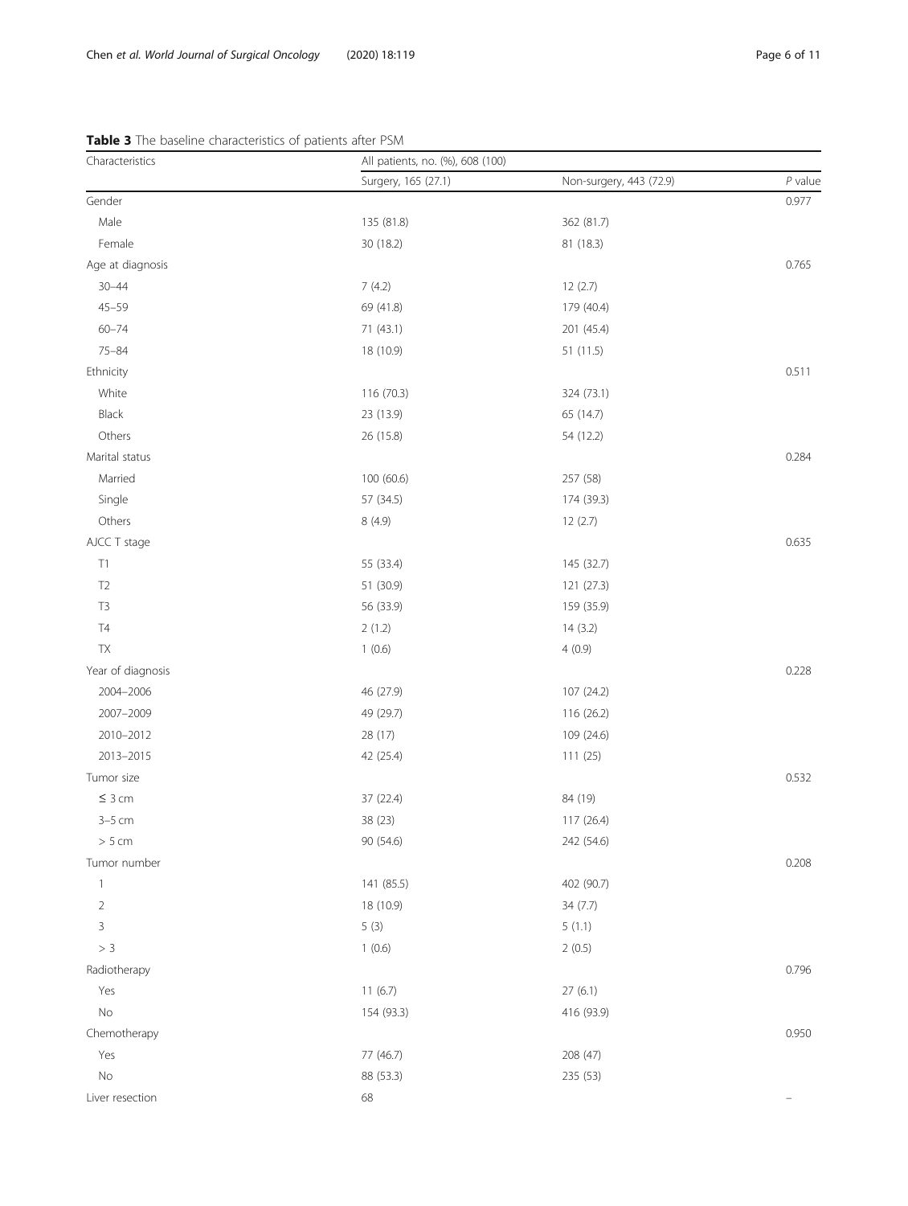**Table 3** The baseline characteristics of patients after PSM

| Characteristics | All patients, no. (%), 608 (100) | | |
|---|---|---|---|
| | Surgery, 165 (27.1) | Non-surgery, 443 (72.9) | *P* value |
| Gender | | | 0.977 |
| Male | 135 (81.8) | 362 (81.7) | |
| Female | 30 (18.2) | 81 (18.3) | |
| Age at diagnosis | | | 0.765 |
| 30–44 | 7 (4.2) | 12 (2.7) | |
| 45–59 | 69 (41.8) | 179 (40.4) | |
| 60–74 | 71 (43.1) | 201 (45.4) | |
| 75–84 | 18 (10.9) | 51 (11.5) | |
| Ethnicity | | | 0.511 |
| White | 116 (70.3) | 324 (73.1) | |
| Black | 23 (13.9) | 65 (14.7) | |
| Others | 26 (15.8) | 54 (12.2) | |
| Marital status | | | 0.284 |
| Married | 100 (60.6) | 257 (58) | |
| Single | 57 (34.5) | 174 (39.3) | |
| Others | 8 (4.9) | 12 (2.7) | |
| AJCC T stage | | | 0.635 |
| T1 | 55 (33.4) | 145 (32.7) | |
| T2 | 51 (30.9) | 121 (27.3) | |
| T3 | 56 (33.9) | 159 (35.9) | |
| T4 | 2 (1.2) | 14 (3.2) | |
| TX | 1 (0.6) | 4 (0.9) | |
| Year of diagnosis | | | 0.228 |
| 2004–2006 | 46 (27.9) | 107 (24.2) | |
| 2007–2009 | 49 (29.7) | 116 (26.2) | |
| 2010–2012 | 28 (17) | 109 (24.6) | |
| 2013–2015 | 42 (25.4) | 111 (25) | |
| Tumor size | | | 0.532 |
| ≤ 3 cm | 37 (22.4) | 84 (19) | |
| 3–5 cm | 38 (23) | 117 (26.4) | |
| > 5 cm | 90 (54.6) | 242 (54.6) | |
| Tumor number | | | 0.208 |
| 1 | 141 (85.5) | 402 (90.7) | |
| 2 | 18 (10.9) | 34 (7.7) | |
| 3 | 5 (3) | 5 (1.1) | |
| > 3 | 1 (0.6) | 2 (0.5) | |
| Radiotherapy | | | 0.796 |
| Yes | 11 (6.7) | 27 (6.1) | |
| No | 154 (93.3) | 416 (93.9) | |
| Chemotherapy | | | 0.950 |
| Yes | 77 (46.7) | 208 (47) | |
| No | 88 (53.3) | 235 (53) | |
| Liver resection | 68 | | – |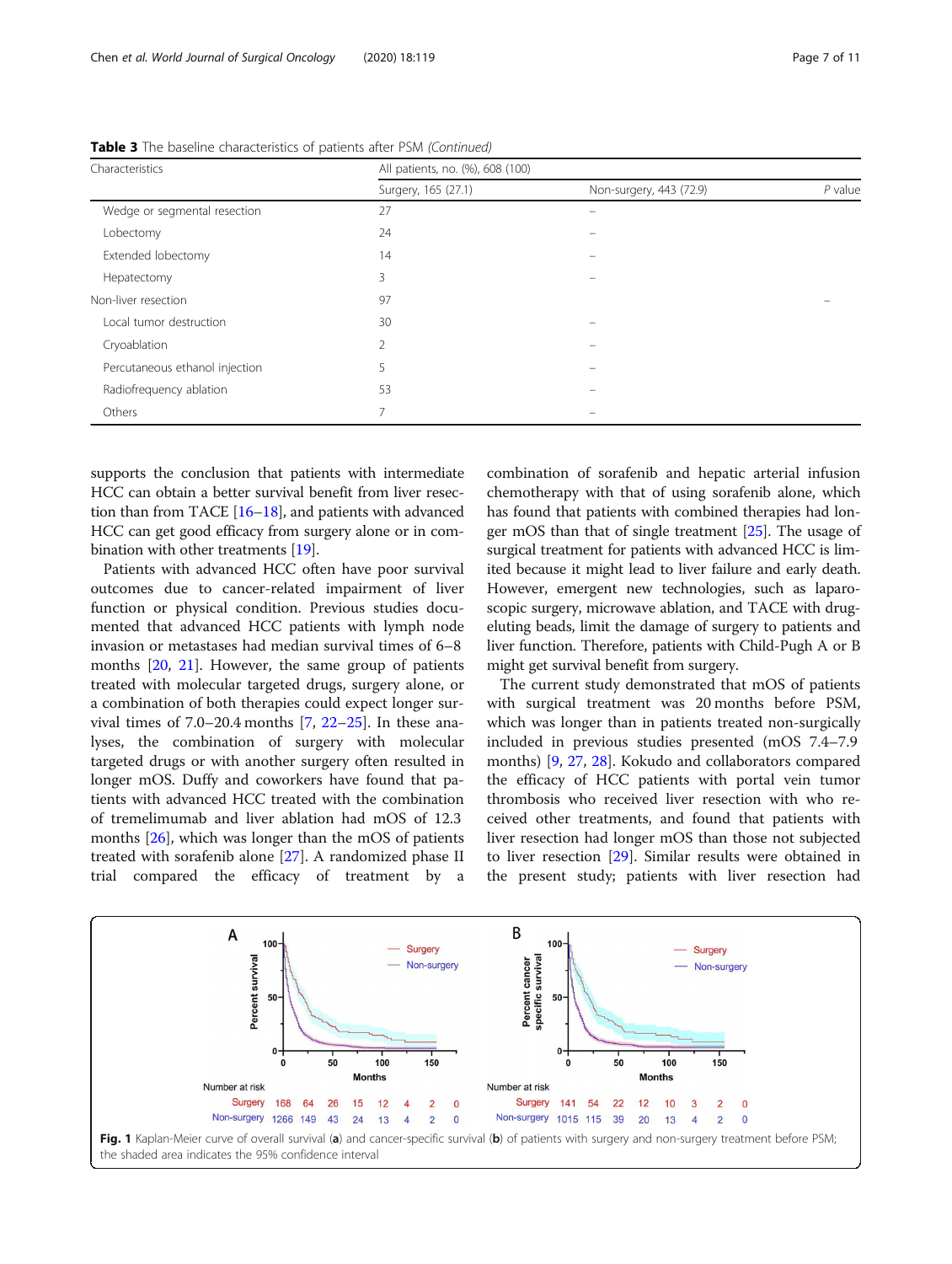**Table 3** The baseline characteristics of patients after PSM *(Continued)*

| Characteristics | All patients, no. (%), 608 (100) | | |
|---|---|---|---|
| | Surgery, 165 (27.1) | Non-surgery, 443 (72.9) | *P* value |
| Wedge or segmental resection | 27 | – | |
| Lobectomy | 24 | – | |
| Extended lobectomy | 14 | – | |
| Hepatectomy | 3 | – | |
| Non-liver resection | 97 | | – |
| Local tumor destruction | 30 | – | |
| Cryoablation | 2 | – | |
| Percutaneous ethanol injection | 5 | – | |
| Radiofrequency ablation | 53 | – | |
| Others | 7 | – | |

supports the conclusion that patients with intermediate HCC can obtain a better survival benefit from liver resection than from TACE [16–18], and patients with advanced HCC can get good efficacy from surgery alone or in combination with other treatments [19].

Patients with advanced HCC often have poor survival outcomes due to cancer-related impairment of liver function or physical condition. Previous studies documented that advanced HCC patients with lymph node invasion or metastases had median survival times of 6–8 months [20, 21]. However, the same group of patients treated with molecular targeted drugs, surgery alone, or a combination of both therapies could expect longer survival times of 7.0–20.4 months [7, 22–25]. In these analyses, the combination of surgery with molecular targeted drugs or with another surgery often resulted in longer mOS. Duffy and coworkers have found that patients with advanced HCC treated with the combination of tremelimumab and liver ablation had mOS of 12.3 months [26], which was longer than the mOS of patients treated with sorafenib alone [27]. A randomized phase II trial compared the efficacy of treatment by a combination of sorafenib and hepatic arterial infusion chemotherapy with that of using sorafenib alone, which has found that patients with combined therapies had longer mOS than that of single treatment [25]. The usage of surgical treatment for patients with advanced HCC is limited because it might lead to liver failure and early death. However, emergent new technologies, such as laparoscopic surgery, microwave ablation, and TACE with drug-eluting beads, limit the damage of surgery to patients and liver function. Therefore, patients with Child-Pugh A or B might get survival benefit from surgery.

The current study demonstrated that mOS of patients with surgical treatment was 20 months before PSM, which was longer than in patients treated non-surgically included in previous studies presented (mOS 7.4–7.9 months) [9, 27, 28]. Kokudo and collaborators compared the efficacy of HCC patients with portal vein tumor thrombosis who received liver resection with who received other treatments, and found that patients with liver resection had longer mOS than those not subjected to liver resection [29]. Similar results were obtained in the present study; patients with liver resection had

**Fig. 1** Kaplan-Meier curve of overall survival (**a**) and cancer-specific survival (**b**) of patients with surgery and non-surgery treatment before PSM; the shaded area indicates the 95% confidence interval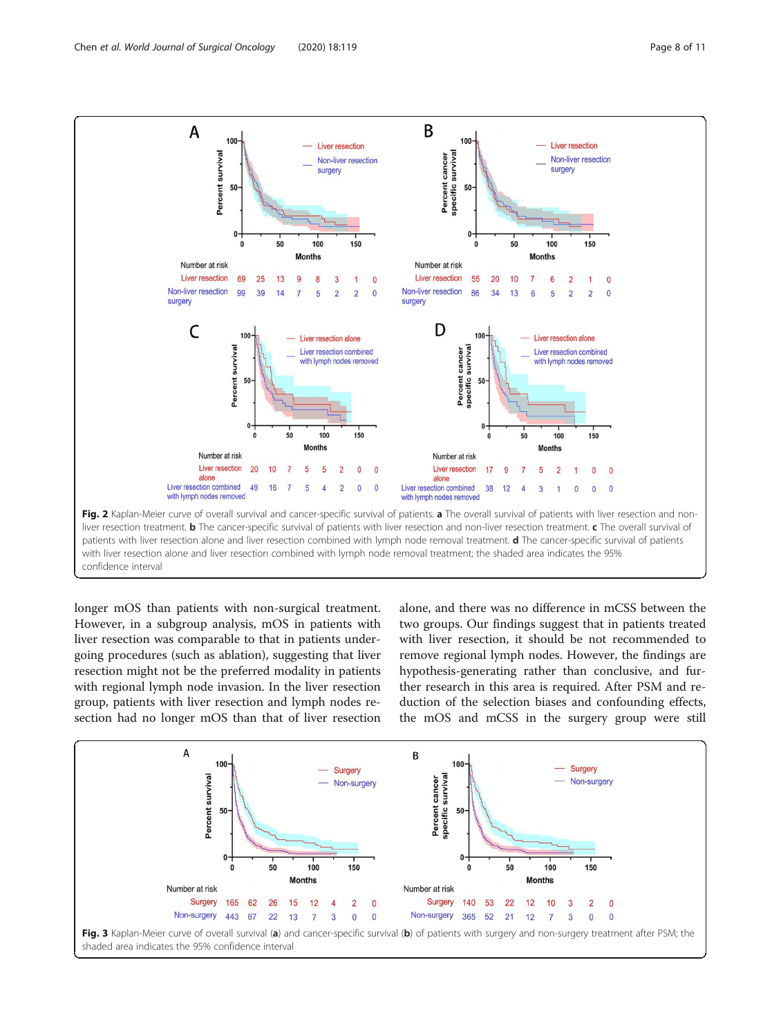Fig. 2 Kaplan-Meier curve of overall survival and cancer-specific survival of patients. **a** The overall survival of patients with liver resection and non-liver resection treatment. **b** The cancer-specific survival of patients with liver resection and non-liver resection treatment. **c** The overall survival of patients with liver resection alone and liver resection combined with lymph node removal treatment. **d** The cancer-specific survival of patients with liver resection alone and liver resection combined with lymph node removal treatment; the shaded area indicates the 95% confidence interval

longer mOS than patients with non-surgical treatment. However, in a subgroup analysis, mOS in patients with liver resection was comparable to that in patients undergoing procedures (such as ablation), suggesting that liver resection might not be the preferred modality in patients with regional lymph node invasion. In the liver resection group, patients with liver resection and lymph nodes resection had no longer mOS than that of liver resection alone, and there was no difference in mCSS between the two groups. Our findings suggest that in patients treated with liver resection, it should be not recommended to remove regional lymph nodes. However, the findings are hypothesis-generating rather than conclusive, and further research in this area is required. After PSM and reduction of the selection biases and confounding effects, the mOS and mCSS in the surgery group were still

Fig. 3 Kaplan-Meier curve of overall survival (**a**) and cancer-specific survival (**b**) of patients with surgery and non-surgery treatment after PSM; the shaded area indicates the 95% confidence interval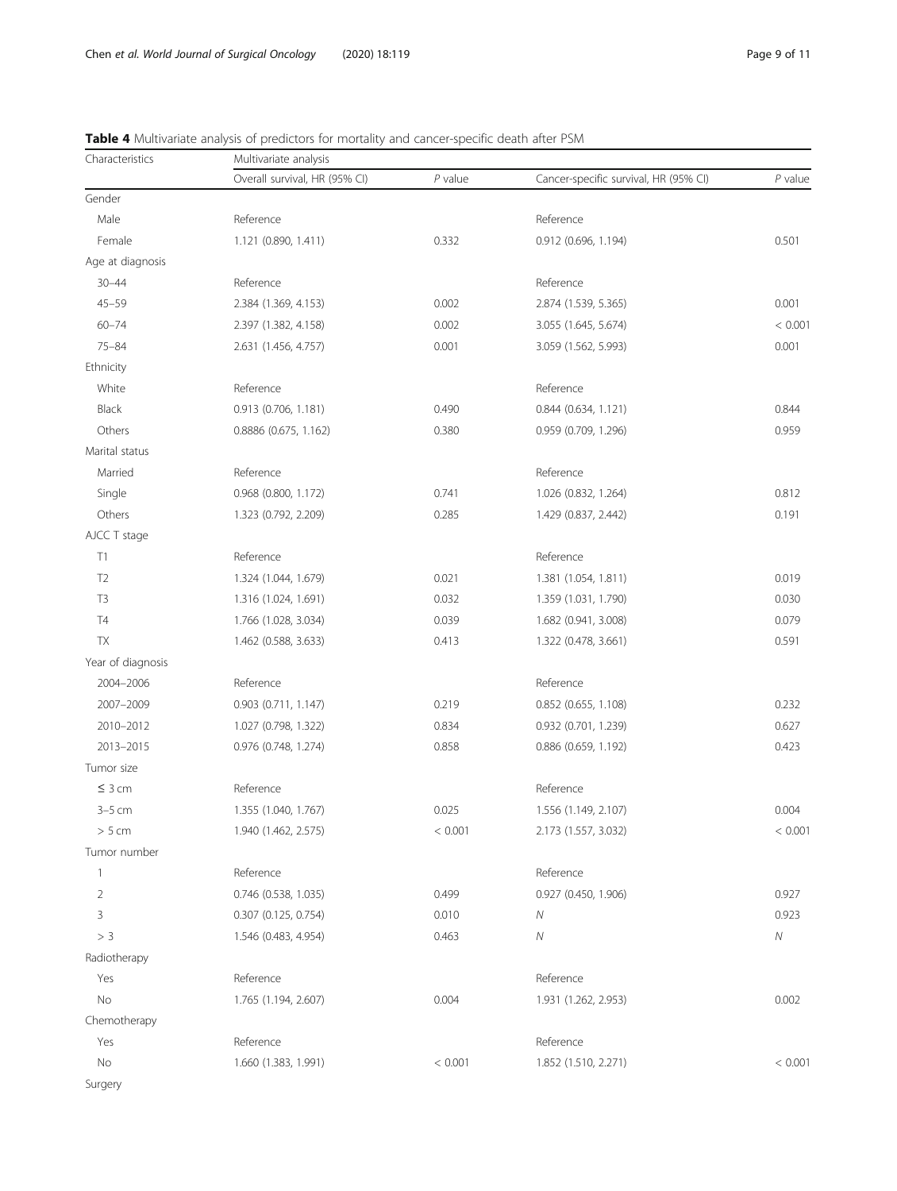**Table 4** Multivariate analysis of predictors for mortality and cancer-specific death after PSM

| Characteristics | Multivariate analysis | | | |
|---|---|---|---|---|
| | Overall survival, HR (95% CI) | *P* value | Cancer-specific survival, HR (95% CI) | *P* value |
| Gender | | | | |
| Male | Reference | | Reference | |
| Female | 1.121 (0.890, 1.411) | 0.332 | 0.912 (0.696, 1.194) | 0.501 |
| Age at diagnosis | | | | |
| 30–44 | Reference | | Reference | |
| 45–59 | 2.384 (1.369, 4.153) | 0.002 | 2.874 (1.539, 5.365) | 0.001 |
| 60–74 | 2.397 (1.382, 4.158) | 0.002 | 3.055 (1.645, 5.674) | < 0.001 |
| 75–84 | 2.631 (1.456, 4.757) | 0.001 | 3.059 (1.562, 5.993) | 0.001 |
| Ethnicity | | | | |
| White | Reference | | Reference | |
| Black | 0.913 (0.706, 1.181) | 0.490 | 0.844 (0.634, 1.121) | 0.844 |
| Others | 0.8886 (0.675, 1.162) | 0.380 | 0.959 (0.709, 1.296) | 0.959 |
| Marital status | | | | |
| Married | Reference | | Reference | |
| Single | 0.968 (0.800, 1.172) | 0.741 | 1.026 (0.832, 1.264) | 0.812 |
| Others | 1.323 (0.792, 2.209) | 0.285 | 1.429 (0.837, 2.442) | 0.191 |
| AJCC T stage | | | | |
| T1 | Reference | | Reference | |
| T2 | 1.324 (1.044, 1.679) | 0.021 | 1.381 (1.054, 1.811) | 0.019 |
| T3 | 1.316 (1.024, 1.691) | 0.032 | 1.359 (1.031, 1.790) | 0.030 |
| T4 | 1.766 (1.028, 3.034) | 0.039 | 1.682 (0.941, 3.008) | 0.079 |
| TX | 1.462 (0.588, 3.633) | 0.413 | 1.322 (0.478, 3.661) | 0.591 |
| Year of diagnosis | | | | |
| 2004–2006 | Reference | | Reference | |
| 2007–2009 | 0.903 (0.711, 1.147) | 0.219 | 0.852 (0.655, 1.108) | 0.232 |
| 2010–2012 | 1.027 (0.798, 1.322) | 0.834 | 0.932 (0.701, 1.239) | 0.627 |
| 2013–2015 | 0.976 (0.748, 1.274) | 0.858 | 0.886 (0.659, 1.192) | 0.423 |
| Tumor size | | | | |
| ≤ 3 cm | Reference | | Reference | |
| 3–5 cm | 1.355 (1.040, 1.767) | 0.025 | 1.556 (1.149, 2.107) | 0.004 |
| > 5 cm | 1.940 (1.462, 2.575) | < 0.001 | 2.173 (1.557, 3.032) | < 0.001 |
| Tumor number | | | | |
| 1 | Reference | | Reference | |
| 2 | 0.746 (0.538, 1.035) | 0.499 | 0.927 (0.450, 1.906) | 0.927 |
| 3 | 0.307 (0.125, 0.754) | 0.010 | *N* | 0.923 |
| > 3 | 1.546 (0.483, 4.954) | 0.463 | *N* | *N* |
| Radiotherapy | | | | |
| Yes | Reference | | Reference | |
| No | 1.765 (1.194, 2.607) | 0.004 | 1.931 (1.262, 2.953) | 0.002 |
| Chemotherapy | | | | |
| Yes | Reference | | Reference | |
| No | 1.660 (1.383, 1.991) | < 0.001 | 1.852 (1.510, 2.271) | < 0.001 |
| Surgery | | | | |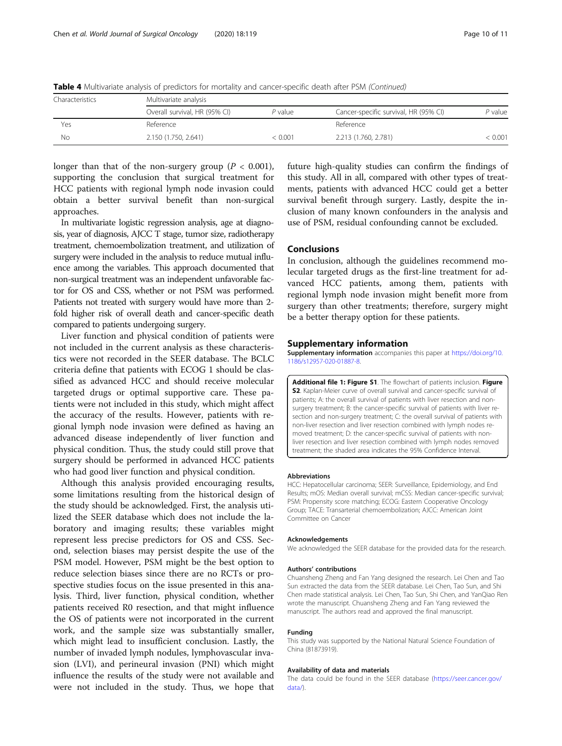**Table 4** Multivariate analysis of predictors for mortality and cancer-specific death after PSM *(Continued)*

| Characteristics | Multivariate analysis | | | |
|---|---|---|---|---|
| | Overall survival, HR (95% CI) | *P* value | Cancer-specific survival, HR (95% CI) | *P* value |
| Yes | Reference | | Reference | |
| No | 2.150 (1.750, 2.641) | < 0.001 | 2.213 (1.760, 2.781) | < 0.001 |

longer than that of the non-surgery group ($P < 0.001$), supporting the conclusion that surgical treatment for HCC patients with regional lymph node invasion could obtain a better survival benefit than non-surgical approaches.

In multivariate logistic regression analysis, age at diagnosis, year of diagnosis, AJCC T stage, tumor size, radiotherapy treatment, chemoembolization treatment, and utilization of surgery were included in the analysis to reduce mutual influence among the variables. This approach documented that non-surgical treatment was an independent unfavorable factor for OS and CSS, whether or not PSM was performed. Patients not treated with surgery would have more than 2-fold higher risk of overall death and cancer-specific death compared to patients undergoing surgery.

Liver function and physical condition of patients were not included in the current analysis as these characteristics were not recorded in the SEER database. The BCLC criteria define that patients with ECOG 1 should be classified as advanced HCC and should receive molecular targeted drugs or optimal supportive care. These patients were not included in this study, which might affect the accuracy of the results. However, patients with regional lymph node invasion were defined as having an advanced disease independently of liver function and physical condition. Thus, the study could still prove that surgery should be performed in advanced HCC patients who had good liver function and physical condition.

Although this analysis provided encouraging results, some limitations resulting from the historical design of the study should be acknowledged. First, the analysis utilized the SEER database which does not include the laboratory and imaging results; these variables might represent less precise predictors for OS and CSS. Second, selection biases may persist despite the use of the PSM model. However, PSM might be the best option to reduce selection biases since there are no RCTs or prospective studies focus on the issue presented in this analysis. Third, liver function, physical condition, whether patients received R0 resection, and that might influence the OS of patients were not incorporated in the current work, and the sample size was substantially smaller, which might lead to insufficient conclusion. Lastly, the number of invaded lymph nodules, lymphovascular invasion (LVI), and perineural invasion (PNI) which might influence the results of the study were not available and were not included in the study. Thus, we hope that future high-quality studies can confirm the findings of this study. All in all, compared with other types of treatments, patients with advanced HCC could get a better survival benefit through surgery. Lastly, despite the inclusion of many known confounders in the analysis and use of PSM, residual confounding cannot be excluded.

## Conclusions

In conclusion, although the guidelines recommend molecular targeted drugs as the first-line treatment for advanced HCC patients, among them, patients with regional lymph node invasion might benefit more from surgery than other treatments; therefore, surgery might be a better therapy option for these patients.

## Supplementary information

**Supplementary information** accompanies this paper at https://doi.org/10.1186/s12957-020-01887-8.

**Additional file 1: Figure S1**. The flowchart of patients inclusion. **Figure S2**. Kaplan-Meier curve of overall survival and cancer-specific survival of patients; A: the overall survival of patients with liver resection and non-surgery treatment; B: the cancer-specific survival of patients with liver resection and non-surgery treatment; C: the overall survival of patients with non-liver resection and liver resection combined with lymph nodes removed treatment; D: the cancer-specific survival of patients with non-liver resection and liver resection combined with lymph nodes removed treatment; the shaded area indicates the 95% Confidence Interval.

#### Abbreviations

HCC: Hepatocellular carcinoma; SEER: Surveillance, Epidemiology, and End Results; mOS: Median overall survival; mCSS: Median cancer-specific survival; PSM: Propensity score matching; ECOG: Eastern Cooperative Oncology Group; TACE: Transarterial chemoembolization; AJCC: American Joint Committee on Cancer

#### Acknowledgements

We acknowledged the SEER database for the provided data for the research.

#### Authors' contributions

Chuansheng Zheng and Fan Yang designed the research. Lei Chen and Tao Sun extracted the data from the SEER database. Lei Chen, Tao Sun, and Shi Chen made statistical analysis. Lei Chen, Tao Sun, Shi Chen, and YanQiao Ren wrote the manuscript. Chuansheng Zheng and Fan Yang reviewed the manuscript. The authors read and approved the final manuscript.

#### Funding

This study was supported by the National Natural Science Foundation of China (81873919).

#### Availability of data and materials

The data could be found in the SEER database (https://seer.cancer.gov/data/).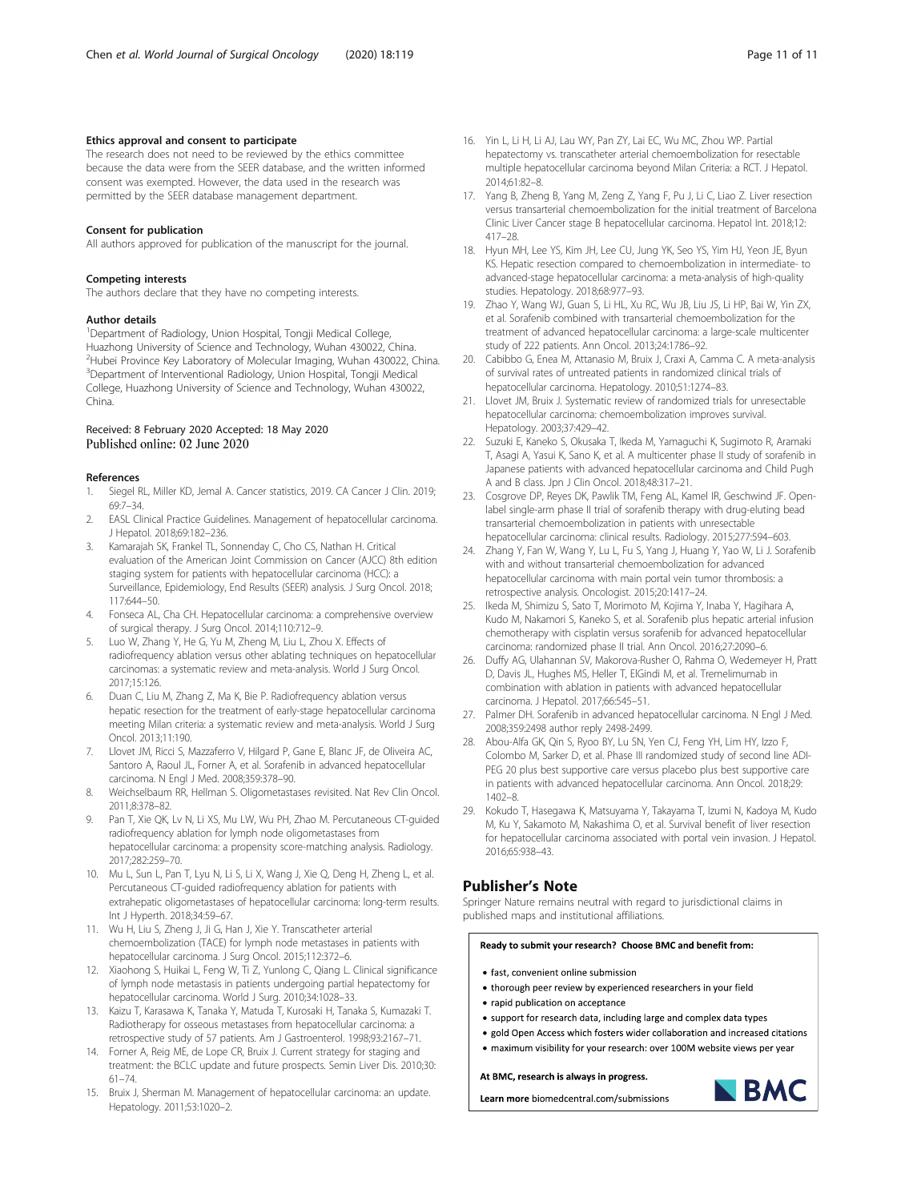#### Ethics approval and consent to participate

The research does not need to be reviewed by the ethics committee because the data were from the SEER database, and the written informed consent was exempted. However, the data used in the research was permitted by the SEER database management department.

#### Consent for publication

All authors approved for publication of the manuscript for the journal.

#### Competing interests

The authors declare that they have no competing interests.

#### Author details

[1]Department of Radiology, Union Hospital, Tongji Medical College, Huazhong University of Science and Technology, Wuhan 430022, China. [2]Hubei Province Key Laboratory of Molecular Imaging, Wuhan 430022, China. [3]Department of Interventional Radiology, Union Hospital, Tongji Medical College, Huazhong University of Science and Technology, Wuhan 430022, China.

Received: 8 February 2020 Accepted: 18 May 2020
Published online: 02 June 2020

#### References

1. Siegel RL, Miller KD, Jemal A. Cancer statistics, 2019. CA Cancer J Clin. 2019; 69:7–34.
2. EASL Clinical Practice Guidelines. Management of hepatocellular carcinoma. J Hepatol. 2018;69:182–236.
3. Kamarajah SK, Frankel TL, Sonnenday C, Cho CS, Nathan H. Critical evaluation of the American Joint Commission on Cancer (AJCC) 8th edition staging system for patients with hepatocellular carcinoma (HCC): a Surveillance, Epidemiology, End Results (SEER) analysis. J Surg Oncol. 2018; 117:644–50.
4. Fonseca AL, Cha CH. Hepatocellular carcinoma: a comprehensive overview of surgical therapy. J Surg Oncol. 2014;110:712–9.
5. Luo W, Zhang Y, He G, Yu M, Zheng M, Liu L, Zhou X. Effects of radiofrequency ablation versus other ablating techniques on hepatocellular carcinomas: a systematic review and meta-analysis. World J Surg Oncol. 2017;15:126.
6. Duan C, Liu M, Zhang Z, Ma K, Bie P. Radiofrequency ablation versus hepatic resection for the treatment of early-stage hepatocellular carcinoma meeting Milan criteria: a systematic review and meta-analysis. World J Surg Oncol. 2013;11:190.
7. Llovet JM, Ricci S, Mazzaferro V, Hilgard P, Gane E, Blanc JF, de Oliveira AC, Santoro A, Raoul JL, Forner A, et al. Sorafenib in advanced hepatocellular carcinoma. N Engl J Med. 2008;359:378–90.
8. Weichselbaum RR, Hellman S. Oligometastases revisited. Nat Rev Clin Oncol. 2011;8:378–82.
9. Pan T, Xie QK, Lv N, Li XS, Mu LW, Wu PH, Zhao M. Percutaneous CT-guided radiofrequency ablation for lymph node oligometastases from hepatocellular carcinoma: a propensity score-matching analysis. Radiology. 2017;282:259–70.
10. Mu L, Sun L, Pan T, Lyu N, Li S, Li X, Wang J, Xie Q, Deng H, Zheng L, et al. Percutaneous CT-guided radiofrequency ablation for patients with extrahepatic oligometastases of hepatocellular carcinoma: long-term results. Int J Hyperth. 2018;34:59–67.
11. Wu H, Liu S, Zheng J, Ji G, Han J, Xie Y. Transcatheter arterial chemoembolization (TACE) for lymph node metastases in patients with hepatocellular carcinoma. J Surg Oncol. 2015;112:372–6.
12. Xiaohong S, Huikai L, Feng W, Ti Z, Yunlong C, Qiang L. Clinical significance of lymph node metastasis in patients undergoing partial hepatectomy for hepatocellular carcinoma. World J Surg. 2010;34:1028–33.
13. Kaizu T, Karasawa K, Tanaka Y, Matuda T, Kurosaki H, Tanaka S, Kumazaki T. Radiotherapy for osseous metastases from hepatocellular carcinoma: a retrospective study of 57 patients. Am J Gastroenterol. 1998;93:2167–71.
14. Forner A, Reig ME, de Lope CR, Bruix J. Current strategy for staging and treatment: the BCLC update and future prospects. Semin Liver Dis. 2010;30: 61–74.
15. Bruix J, Sherman M. Management of hepatocellular carcinoma: an update. Hepatology. 2011;53:1020–2.
16. Yin L, Li H, Li AJ, Lau WY, Pan ZY, Lai EC, Wu MC, Zhou WP. Partial hepatectomy vs. transcatheter arterial chemoembolization for resectable multiple hepatocellular carcinoma beyond Milan Criteria: a RCT. J Hepatol. 2014;61:82–8.
17. Yang B, Zheng B, Yang M, Zeng Z, Yang F, Pu J, Li C, Liao Z. Liver resection versus transarterial chemoembolization for the initial treatment of Barcelona Clinic Liver Cancer stage B hepatocellular carcinoma. Hepatol Int. 2018;12: 417–28.
18. Hyun MH, Lee YS, Kim JH, Lee CU, Jung YK, Seo YS, Yim HJ, Yeon JE, Byun KS. Hepatic resection compared to chemoembolization in intermediate- to advanced-stage hepatocellular carcinoma: a meta-analysis of high-quality studies. Hepatology. 2018;68:977–93.
19. Zhao Y, Wang WJ, Guan S, Li HL, Xu RC, Wu JB, Liu JS, Li HP, Bai W, Yin ZX, et al. Sorafenib combined with transarterial chemoembolization for the treatment of advanced hepatocellular carcinoma: a large-scale multicenter study of 222 patients. Ann Oncol. 2013;24:1786–92.
20. Cabibbo G, Enea M, Attanasio M, Bruix J, Craxi A, Camma C. A meta-analysis of survival rates of untreated patients in randomized clinical trials of hepatocellular carcinoma. Hepatology. 2010;51:1274–83.
21. Llovet JM, Bruix J. Systematic review of randomized trials for unresectable hepatocellular carcinoma: chemoembolization improves survival. Hepatology. 2003;37:429–42.
22. Suzuki E, Kaneko S, Okusaka T, Ikeda M, Yamaguchi K, Sugimoto R, Aramaki T, Asagi A, Yasui K, Sano K, et al. A multicenter phase II study of sorafenib in Japanese patients with advanced hepatocellular carcinoma and Child Pugh A and B class. Jpn J Clin Oncol. 2018;48:317–21.
23. Cosgrove DP, Reyes DK, Pawlik TM, Feng AL, Kamel IR, Geschwind JF. Open-label single-arm phase II trial of sorafenib therapy with drug-eluting bead transarterial chemoembolization in patients with unresectable hepatocellular carcinoma: clinical results. Radiology. 2015;277:594–603.
24. Zhang Y, Fan W, Wang Y, Lu L, Fu S, Yang J, Huang Y, Yao W, Li J. Sorafenib with and without transarterial chemoembolization for advanced hepatocellular carcinoma with main portal vein tumor thrombosis: a retrospective analysis. Oncologist. 2015;20:1417–24.
25. Ikeda M, Shimizu S, Sato T, Morimoto M, Kojima Y, Inaba Y, Hagihara A, Kudo M, Nakamori S, Kaneko S, et al. Sorafenib plus hepatic arterial infusion chemotherapy with cisplatin versus sorafenib for advanced hepatocellular carcinoma: randomized phase II trial. Ann Oncol. 2016;27:2090–6.
26. Duffy AG, Ulahannan SV, Makorova-Rusher O, Rahma O, Wedemeyer H, Pratt D, Davis JL, Hughes MS, Heller T, ElGindi M, et al. Tremelimumab in combination with ablation in patients with advanced hepatocellular carcinoma. J Hepatol. 2017;66:545–51.
27. Palmer DH. Sorafenib in advanced hepatocellular carcinoma. N Engl J Med. 2008;359:2498 author reply 2498-2499.
28. Abou-Alfa GK, Qin S, Ryoo BY, Lu SN, Yen CJ, Feng YH, Lim HY, Izzo F, Colombo M, Sarker D, et al. Phase III randomized study of second line ADI-PEG 20 plus best supportive care versus placebo plus best supportive care in patients with advanced hepatocellular carcinoma. Ann Oncol. 2018;29: 1402–8.
29. Kokudo T, Hasegawa K, Matsuyama Y, Takayama T, Izumi N, Kadoya M, Kudo M, Ku Y, Sakamoto M, Nakashima O, et al. Survival benefit of liver resection for hepatocellular carcinoma associated with portal vein invasion. J Hepatol. 2016;65:938–43.

## Publisher's Note

Springer Nature remains neutral with regard to jurisdictional claims in published maps and institutional affiliations.

**Ready to submit your research? Choose BMC and benefit from:**

- fast, convenient online submission
- thorough peer review by experienced researchers in your field
- rapid publication on acceptance
- support for research data, including large and complex data types
- gold Open Access which fosters wider collaboration and increased citations
- maximum visibility for your research: over 100M website views per year

**At BMC, research is always in progress.**

**Learn more** biomedcentral.com/submissions

BMC